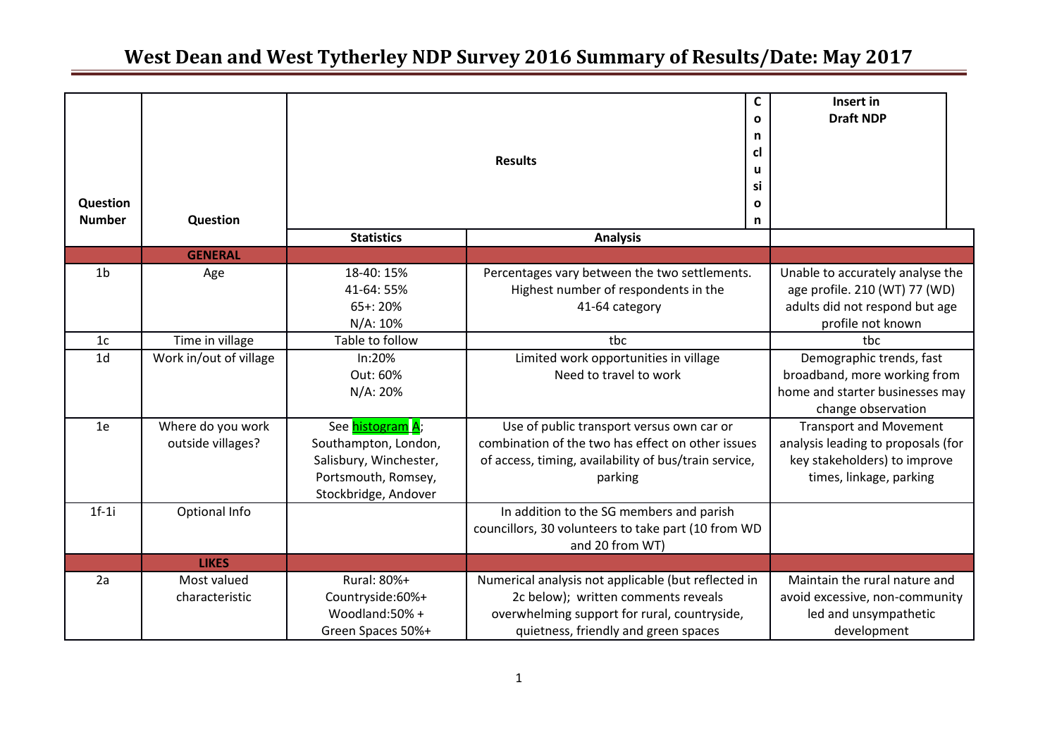# West Dean and West Tytherley NDP Survey 2016 Summary of Results/Date: May 2017

| Question Number | Question | Results | | Conclusion / Insert in Draft NDP |
|---|---|---|---|---|
| | | Statistics | Analysis | |
| | **GENERAL** | | | |
| 1b | Age | 18-40: 15%<br>41-64: 55%<br>65+: 20%<br>N/A: 10% | Percentages vary between the two settlements. Highest number of respondents in the 41-64 category | Unable to accurately analyse the age profile. 210 (WT) 77 (WD) adults did not respond but age profile not known |
| 1c | Time in village | Table to follow | tbc | tbc |
| 1d | Work in/out of village | In:20%<br>Out: 60%<br>N/A: 20% | Limited work opportunities in village<br>Need to travel to work | Demographic trends, fast broadband, more working from home and starter businesses may change observation |
| 1e | Where do you work outside villages? | See histogram A; Southampton, London, Salisbury, Winchester, Portsmouth, Romsey, Stockbridge, Andover | Use of public transport versus own car or combination of the two has effect on other issues of access, timing, availability of bus/train service, parking | Transport and Movement analysis leading to proposals (for key stakeholders) to improve times, linkage, parking |
| 1f-1i | Optional Info | | In addition to the SG members and parish councillors, 30 volunteers to take part (10 from WD and 20 from WT) | |
| | **LIKES** | | | |
| 2a | Most valued characteristic | Rural: 80%+<br>Countryside:60%+<br>Woodland:50% +<br>Green Spaces 50%+ | Numerical analysis not applicable (but reflected in 2c below); written comments reveals overwhelming support for rural, countryside, quietness, friendly and green spaces | Maintain the rural nature and avoid excessive, non-community led and unsympathetic development |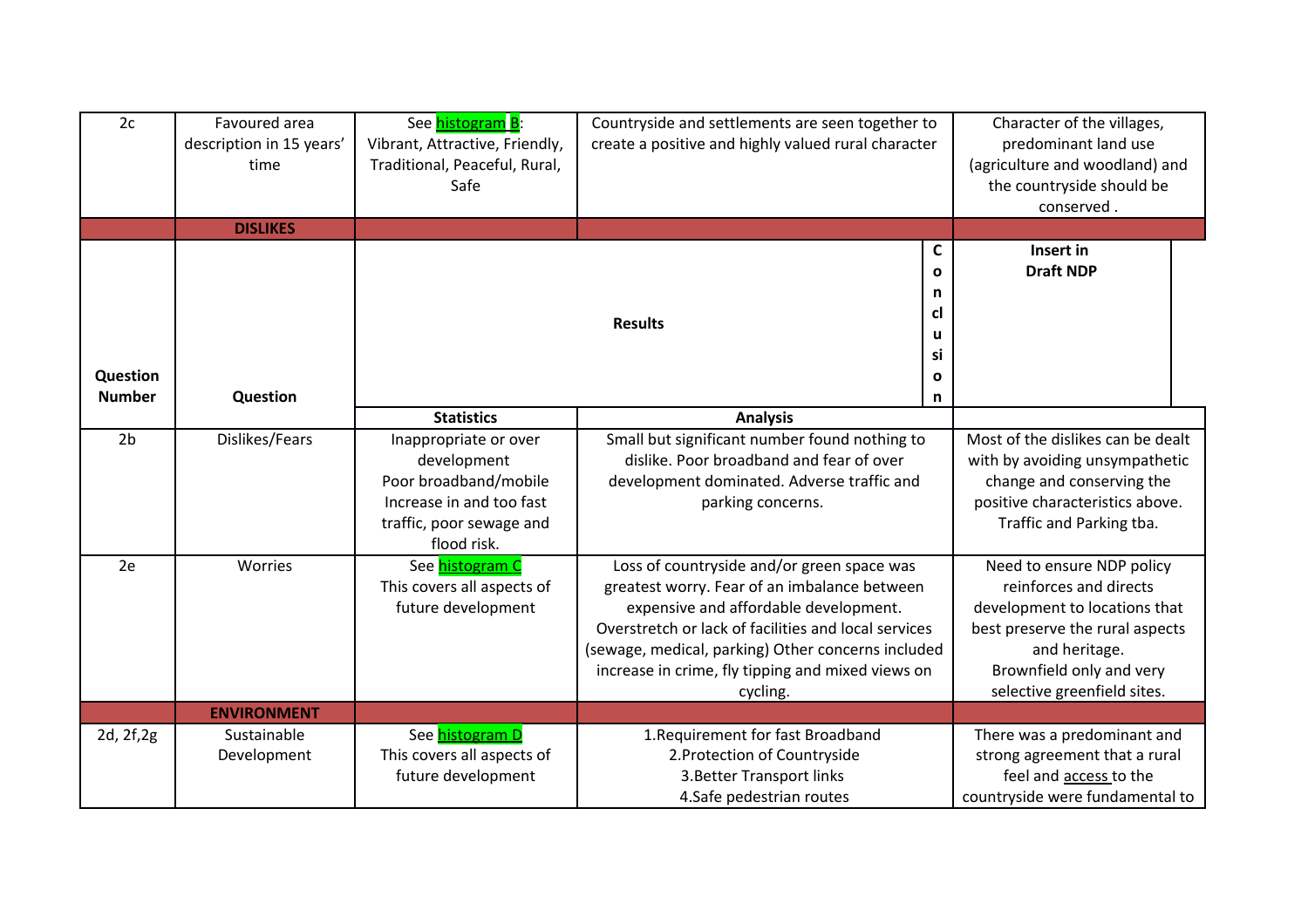| Question Number | Question | Statistics | Analysis | Conclusion | Insert in Draft NDP |
|---|---|---|---|---|---|
| 2c | Favoured area description in 15 years' time | See histogram B: Vibrant, Attractive, Friendly, Traditional, Peaceful, Rural, Safe | Countryside and settlements are seen together to create a positive and highly valued rural character | | Character of the villages, predominant land use (agriculture and woodland) and the countryside should be conserved . |
| | **DISLIKES** | | | | |
| **Question Number** | **Question** | **Results** | | **Conclusion** | **Insert in Draft NDP** |
| | | **Statistics** | **Analysis** | | |
| 2b | Dislikes/Fears | Inappropriate or over development<br>Poor broadband/mobile<br>Increase in and too fast traffic, poor sewage and flood risk. | Small but significant number found nothing to dislike. Poor broadband and fear of over development dominated. Adverse traffic and parking concerns. | | Most of the dislikes can be dealt with by avoiding unsympathetic change and conserving the positive characteristics above. Traffic and Parking tba. |
| 2e | Worries | See histogram C<br>This covers all aspects of future development | Loss of countryside and/or green space was greatest worry. Fear of an imbalance between expensive and affordable development. Overstretch or lack of facilities and local services (sewage, medical, parking) Other concerns included increase in crime, fly tipping and mixed views on cycling. | | Need to ensure NDP policy reinforces and directs development to locations that best preserve the rural aspects and heritage.<br>Brownfield only and very selective greenfield sites. |
| | **ENVIRONMENT** | | | | |
| 2d, 2f,2g | Sustainable Development | See histogram D<br>This covers all aspects of future development | 1.Requirement for fast Broadband<br>2.Protection of Countryside<br>3.Better Transport links<br>4.Safe pedestrian routes | | There was a predominant and strong agreement that a rural feel and access to the countryside were fundamental to |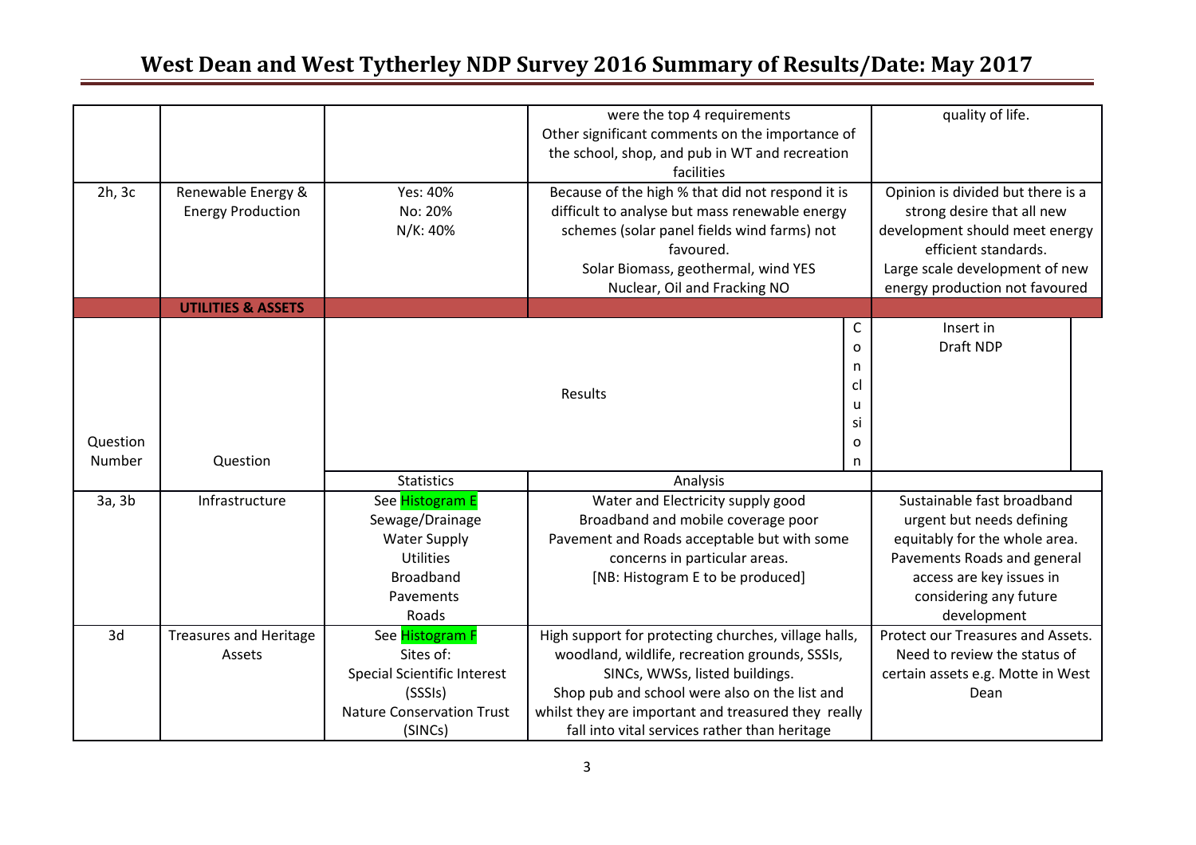| | | | | |
|---|---|---|---|---|
| | | | were the top 4 requirements<br>Other significant comments on the importance of the school, shop, and pub in WT and recreation facilities | quality of life. |
| 2h, 3c | Renewable Energy & Energy Production | Yes: 40%<br>No: 20%<br>N/K: 40% | Because of the high % that did not respond it is difficult to analyse but mass renewable energy schemes (solar panel fields wind farms) not favoured.<br>Solar Biomass, geothermal, wind YES<br>Nuclear, Oil and Fracking NO | Opinion is divided but there is a strong desire that all new development should meet energy efficient standards.<br>Large scale development of new energy production not favoured |
| | **UTILITIES & ASSETS** | | | |
| Question Number | Question | Results | | Conclusion / Insert in Draft NDP |
| | | Statistics | Analysis | |
| 3a, 3b | Infrastructure | See Histogram E<br>Sewage/Drainage<br>Water Supply<br>Utilities<br>Broadband<br>Pavements<br>Roads | Water and Electricity supply good<br>Broadband and mobile coverage poor<br>Pavement and Roads acceptable but with some concerns in particular areas.<br>[NB: Histogram E to be produced] | Sustainable fast broadband urgent but needs defining equitably for the whole area.<br>Pavements Roads and general access are key issues in considering any future development |
| 3d | Treasures and Heritage Assets | See Histogram F<br>Sites of:<br>Special Scientific Interest (SSSIs)<br>Nature Conservation Trust (SINCs) | High support for protecting churches, village halls, woodland, wildlife, recreation grounds, SSSIs, SINCs, WWSs, listed buildings.<br>Shop pub and school were also on the list and whilst they are important and treasured they really fall into vital services rather than heritage | Protect our Treasures and Assets.<br>Need to review the status of certain assets e.g. Motte in West Dean |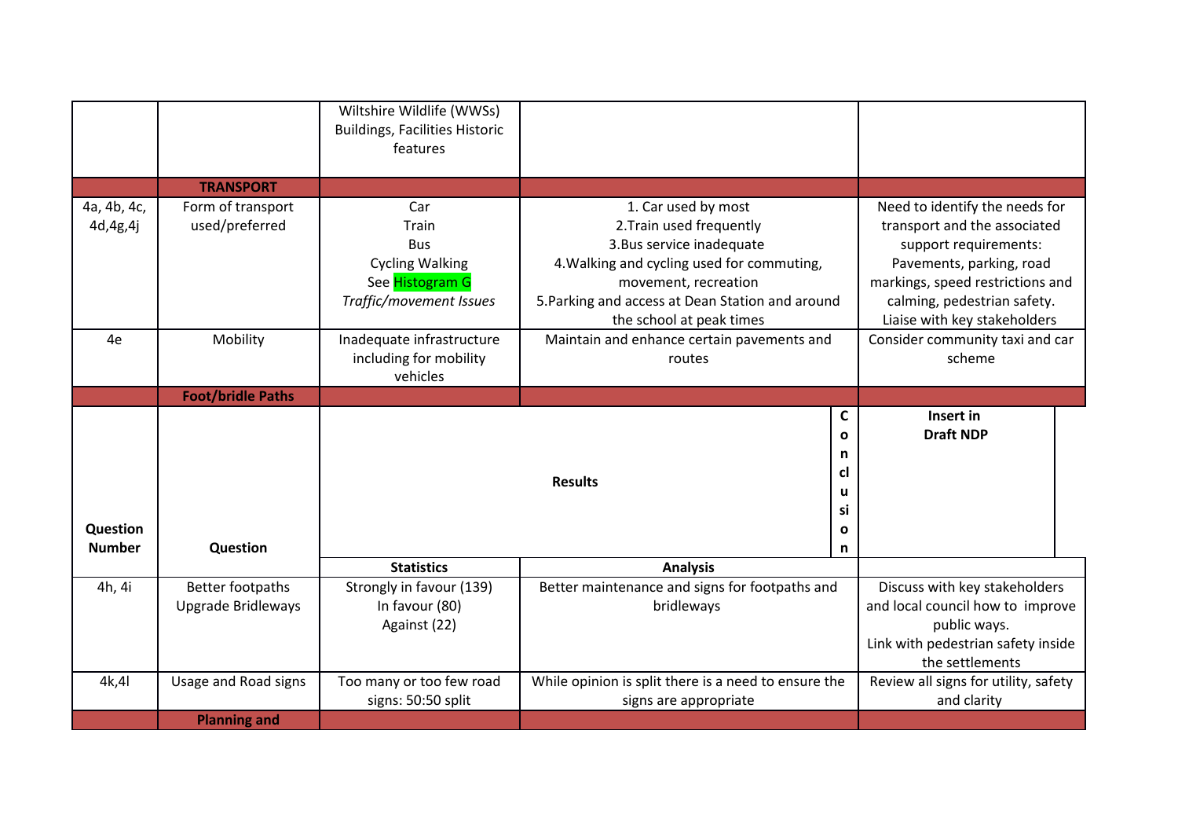| | | | | |
|---|---|---|---|---|
| | | Wiltshire Wildlife (WWSs)<br>Buildings, Facilities Historic features | | |
| | **TRANSPORT** | | | |
| 4a, 4b, 4c, 4d,4g,4j | Form of transport used/preferred | Car<br>Train<br>Bus<br>Cycling Walking<br>See Histogram G<br>*Traffic/movement Issues* | 1. Car used by most<br>2.Train used frequently<br>3.Bus service inadequate<br>4.Walking and cycling used for commuting, movement, recreation<br>5.Parking and access at Dean Station and around the school at peak times | Need to identify the needs for transport and the associated support requirements: Pavements, parking, road markings, speed restrictions and calming, pedestrian safety. Liaise with key stakeholders |
| 4e | Mobility | Inadequate infrastructure including for mobility vehicles | Maintain and enhance certain pavements and routes | Consider community taxi and car scheme |
| | **Foot/bridle Paths** | | | |
| **Question Number** | **Question** | **Results** | **Conclusion** | **Insert in Draft NDP** |
| | | **Statistics** | **Analysis** | |
| 4h, 4i | Better footpaths<br>Upgrade Bridleways | Strongly in favour (139)<br>In favour (80)<br>Against (22) | Better maintenance and signs for footpaths and bridleways | Discuss with key stakeholders and local council how to improve public ways.<br>Link with pedestrian safety inside the settlements |
| 4k,4l | Usage and Road signs | Too many or too few road signs: 50:50 split | While opinion is split there is a need to ensure the signs are appropriate | Review all signs for utility, safety and clarity |
| | **Planning and** | | | |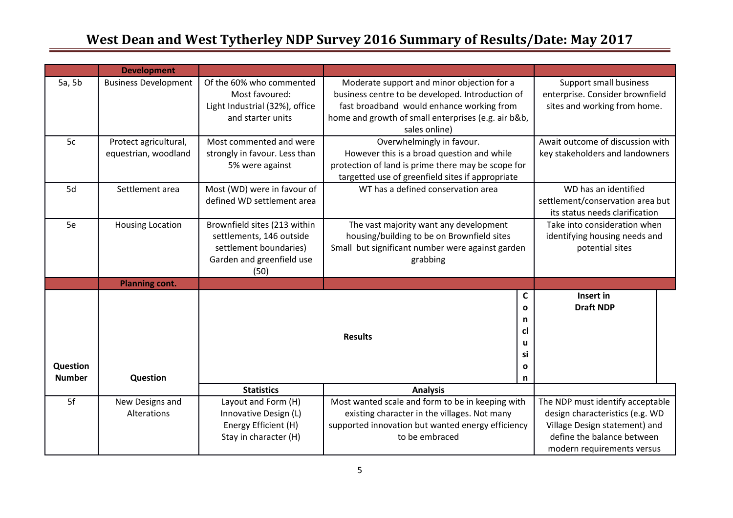# West Dean and West Tytherley NDP Survey 2016 Summary of Results/Date: May 2017

| | **Development** | | | |
|---|---|---|---|---|
| 5a, 5b | Business Development | Of the 60% who commented Most favoured: Light Industrial (32%), office and starter units | Moderate support and minor objection for a business centre to be developed. Introduction of fast broadband would enhance working from home and growth of small enterprises (e.g. air b&b, sales online) | Support small business enterprise. Consider brownfield sites and working from home. |
| 5c | Protect agricultural, equestrian, woodland | Most commented and were strongly in favour. Less than 5% were against | Overwhelmingly in favour. However this is a broad question and while protection of land is prime there may be scope for targetted use of greenfield sites if appropriate | Await outcome of discussion with key stakeholders and landowners |
| 5d | Settlement area | Most (WD) were in favour of defined WD settlement area | WT has a defined conservation area | WD has an identified settlement/conservation area but its status needs clarification |
| 5e | Housing Location | Brownfield sites (213 within settlements, 146 outside settlement boundaries) Garden and greenfield use (50) | The vast majority want any development housing/building to be on Brownfield sites Small but significant number were against garden grabbing | Take into consideration when identifying housing needs and potential sites |
| | **Planning cont.** | | | |
| **Question Number** | **Question** | **Results** | **Conclusion** | **Insert in Draft NDP** |
| | | **Statistics** | **Analysis** | |
| 5f | New Designs and Alterations | Layout and Form (H) Innovative Design (L) Energy Efficient (H) Stay in character (H) | Most wanted scale and form to be in keeping with existing character in the villages. Not many supported innovation but wanted energy efficiency to be embraced | The NDP must identify acceptable design characteristics (e.g. WD Village Design statement) and define the balance between modern requirements versus |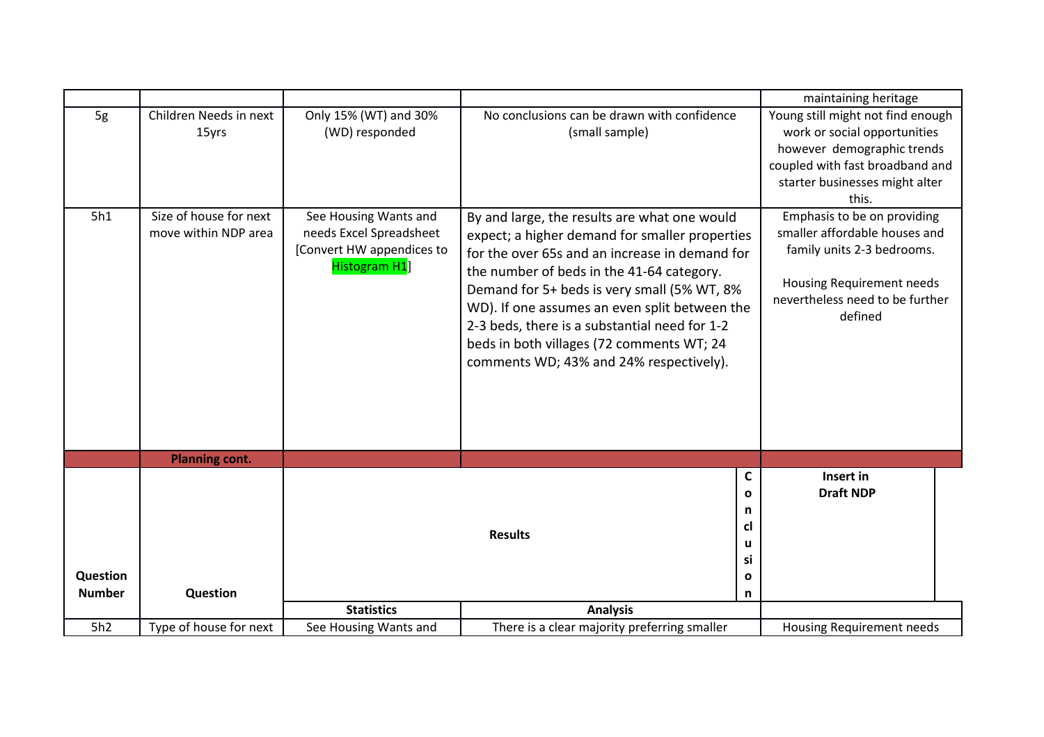| | | | | maintaining heritage |
|---|---|---|---|---|
| 5g | Children Needs in next 15yrs | Only 15% (WT) and 30% (WD) responded | No conclusions can be drawn with confidence (small sample) | Young still might not find enough work or social opportunities however demographic trends coupled with fast broadband and starter businesses might alter this. |
| 5h1 | Size of house for next move within NDP area | See Housing Wants and needs Excel Spreadsheet [Convert HW appendices to Histogram H1] | By and large, the results are what one would expect; a higher demand for smaller properties for the over 65s and an increase in demand for the number of beds in the 41-64 category. Demand for 5+ beds is very small (5% WT, 8% WD). If one assumes an even split between the 2-3 beds, there is a substantial need for 1-2 beds in both villages (72 comments WT; 24 comments WD; 43% and 24% respectively). | Emphasis to be on providing smaller affordable houses and family units 2-3 bedrooms.<br><br>Housing Requirement needs nevertheless need to be further defined |
| | **Planning cont.** | | | |
| **Question Number** | **Question** | **Results** | | **Conclusion** / **Insert in Draft NDP** |
| | | **Statistics** | **Analysis** | |
| 5h2 | Type of house for next | See Housing Wants and | There is a clear majority preferring smaller | Housing Requirement needs |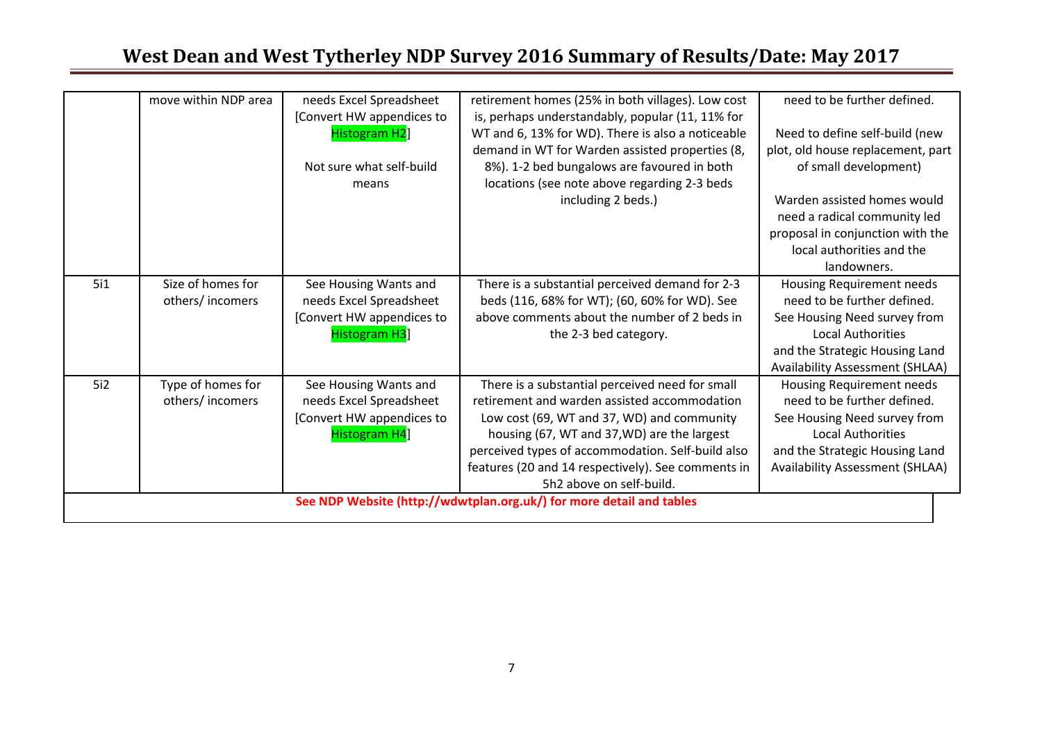| | | | | |
|---|---|---|---|---|
| | move within NDP area | needs Excel Spreadsheet [Convert HW appendices to Histogram H2]<br><br>Not sure what self-build means | retirement homes (25% in both villages). Low cost is, perhaps understandably, popular (11, 11% for WT and 6, 13% for WD). There is also a noticeable demand in WT for Warden assisted properties (8, 8%). 1-2 bed bungalows are favoured in both locations (see note above regarding 2-3 beds including 2 beds.) | need to be further defined.<br><br>Need to define self-build (new plot, old house replacement, part of small development)<br><br>Warden assisted homes would need a radical community led proposal in conjunction with the local authorities and the landowners. |
| 5i1 | Size of homes for others/ incomers | See Housing Wants and needs Excel Spreadsheet [Convert HW appendices to Histogram H3] | There is a substantial perceived demand for 2-3 beds (116, 68% for WT); (60, 60% for WD). See above comments about the number of 2 beds in the 2-3 bed category. | Housing Requirement needs need to be further defined. See Housing Need survey from Local Authorities and the Strategic Housing Land Availability Assessment (SHLAA) |
| 5i2 | Type of homes for others/ incomers | See Housing Wants and needs Excel Spreadsheet [Convert HW appendices to Histogram H4] | There is a substantial perceived need for small retirement and warden assisted accommodation Low cost (69, WT and 37, WD) and community housing (67, WT and 37,WD) are the largest perceived types of accommodation. Self-build also features (20 and 14 respectively). See comments in 5h2 above on self-build. | Housing Requirement needs need to be further defined. See Housing Need survey from Local Authorities and the Strategic Housing Land Availability Assessment (SHLAA) |

**See NDP Website (http://wdwtplan.org.uk/) for more detail and tables**